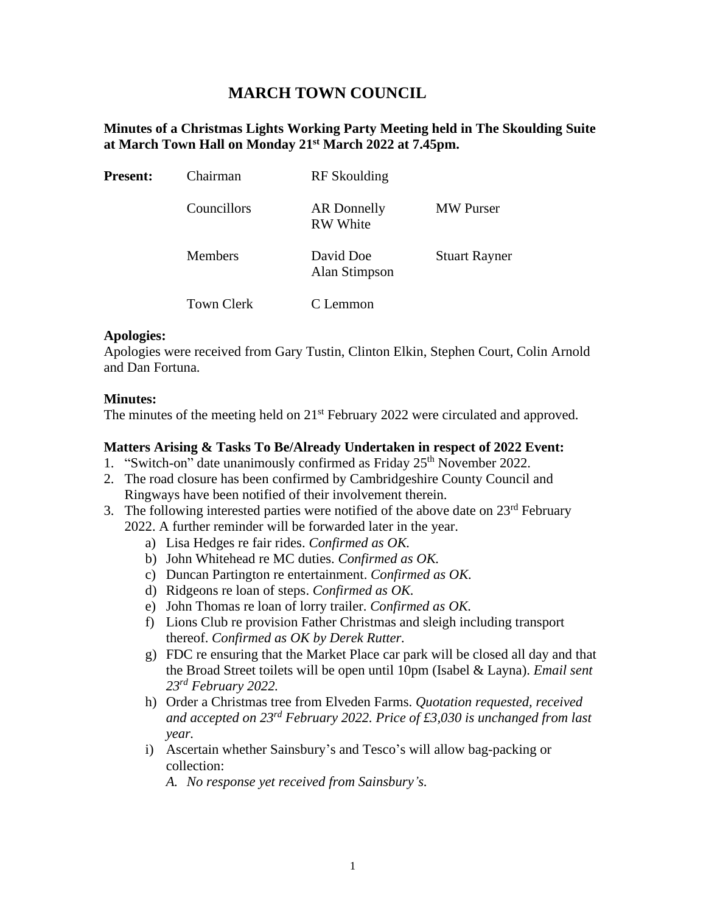# MARCH TOWN COUNCIL

**Minutes of a Christmas Lights Working Party Meeting held in The Skoulding Suite at March Town Hall on Monday 21st March 2022 at 7.45pm.**

| **Present:** | Chairman | RF Skoulding | |
|---|---|---|---|
| | Councillors | AR Donnelly<br>RW White | MW Purser |
| | Members | David Doe<br>Alan Stimpson | Stuart Rayner |
| | Town Clerk | C Lemmon | |

**Apologies:**
Apologies were received from Gary Tustin, Clinton Elkin, Stephen Court, Colin Arnold and Dan Fortuna.

**Minutes:**
The minutes of the meeting held on 21st February 2022 were circulated and approved.

**Matters Arising & Tasks To Be/Already Undertaken in respect of 2022 Event:**

1. "Switch-on" date unanimously confirmed as Friday 25th November 2022.
2. The road closure has been confirmed by Cambridgeshire County Council and Ringways have been notified of their involvement therein.
3. The following interested parties were notified of the above date on 23rd February 2022. A further reminder will be forwarded later in the year.
   a) Lisa Hedges re fair rides. *Confirmed as OK.*
   b) John Whitehead re MC duties. *Confirmed as OK.*
   c) Duncan Partington re entertainment. *Confirmed as OK.*
   d) Ridgeons re loan of steps. *Confirmed as OK.*
   e) John Thomas re loan of lorry trailer. *Confirmed as OK.*
   f) Lions Club re provision Father Christmas and sleigh including transport thereof. *Confirmed as OK by Derek Rutter.*
   g) FDC re ensuring that the Market Place car park will be closed all day and that the Broad Street toilets will be open until 10pm (Isabel & Layna). *Email sent 23rd February 2022.*
   h) Order a Christmas tree from Elveden Farms. *Quotation requested, received and accepted on 23rd February 2022. Price of £3,030 is unchanged from last year.*
   i) Ascertain whether Sainsbury's and Tesco's will allow bag-packing or collection:
      *A. No response yet received from Sainsbury's.*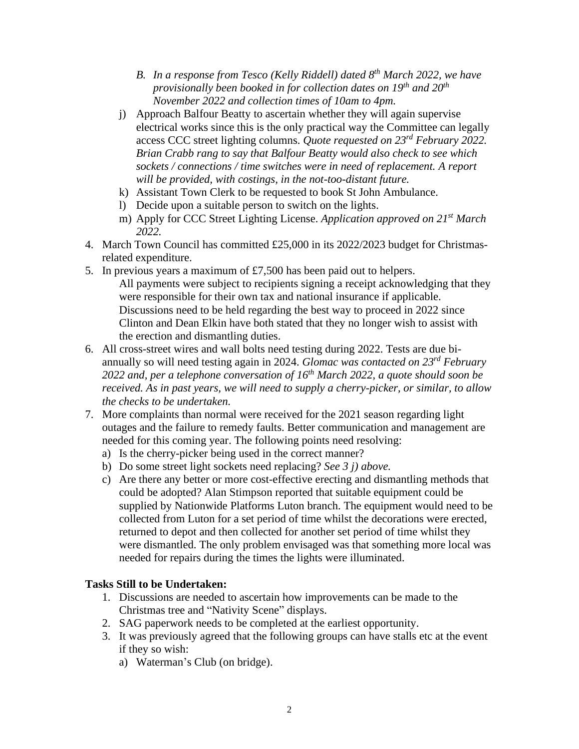- B. *In a response from Tesco (Kelly Riddell) dated 8th March 2022, we have provisionally been booked in for collection dates on 19th and 20th November 2022 and collection times of 10am to 4pm.*
   
   j) Approach Balfour Beatty to ascertain whether they will again supervise electrical works since this is the only practical way the Committee can legally access CCC street lighting columns. *Quote requested on 23rd February 2022. Brian Crabb rang to say that Balfour Beatty would also check to see which sockets / connections / time switches were in need of replacement. A report will be provided, with costings, in the not-too-distant future.*
   
   k) Assistant Town Clerk to be requested to book St John Ambulance.
   
   l) Decide upon a suitable person to switch on the lights.
   
   m) Apply for CCC Street Lighting License. *Application approved on 21st March 2022.*

4. March Town Council has committed £25,000 in its 2022/2023 budget for Christmas-related expenditure.
5. In previous years a maximum of £7,500 has been paid out to helpers.
   All payments were subject to recipients signing a receipt acknowledging that they were responsible for their own tax and national insurance if applicable.
   Discussions need to be held regarding the best way to proceed in 2022 since Clinton and Dean Elkin have both stated that they no longer wish to assist with the erection and dismantling duties.
6. All cross-street wires and wall bolts need testing during 2022. Tests are due bi-annually so will need testing again in 2024. *Glomac was contacted on 23rd February 2022 and, per a telephone conversation of 16th March 2022, a quote should soon be received. As in past years, we will need to supply a cherry-picker, or similar, to allow the checks to be undertaken.*
7. More complaints than normal were received for the 2021 season regarding light outages and the failure to remedy faults. Better communication and management are needed for this coming year. The following points need resolving:
   
   a) Is the cherry-picker being used in the correct manner?
   
   b) Do some street light sockets need replacing? *See 3 j) above.*
   
   c) Are there any better or more cost-effective erecting and dismantling methods that could be adopted? Alan Stimpson reported that suitable equipment could be supplied by Nationwide Platforms Luton branch. The equipment would need to be collected from Luton for a set period of time whilst the decorations were erected, returned to depot and then collected for another set period of time whilst they were dismantled. The only problem envisaged was that something more local was needed for repairs during the times the lights were illuminated.

**Tasks Still to be Undertaken:**

1. Discussions are needed to ascertain how improvements can be made to the Christmas tree and "Nativity Scene" displays.
2. SAG paperwork needs to be completed at the earliest opportunity.
3. It was previously agreed that the following groups can have stalls etc at the event if they so wish:
   
   a) Waterman's Club (on bridge).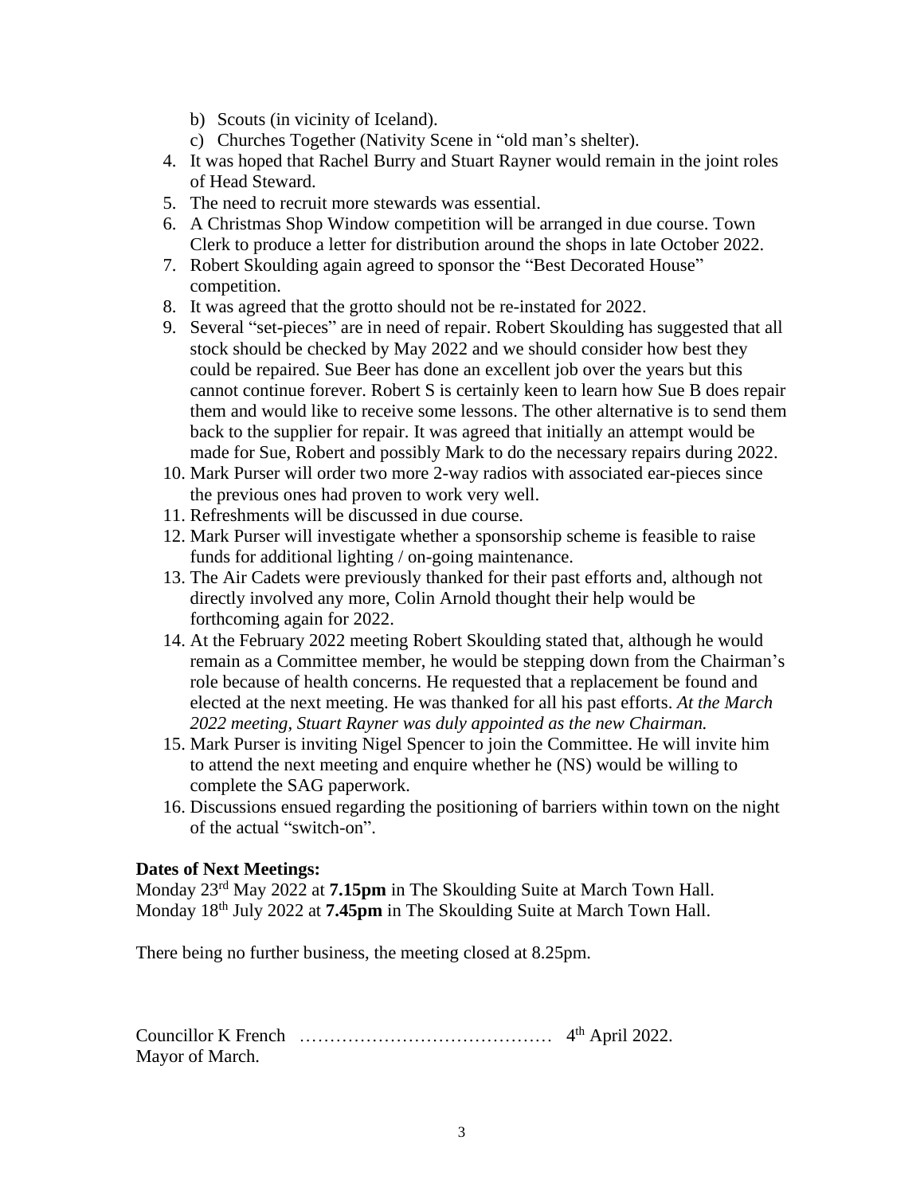b) Scouts (in vicinity of Iceland).
   c) Churches Together (Nativity Scene in "old man's shelter).

4. It was hoped that Rachel Burry and Stuart Rayner would remain in the joint roles of Head Steward.
5. The need to recruit more stewards was essential.
6. A Christmas Shop Window competition will be arranged in due course. Town Clerk to produce a letter for distribution around the shops in late October 2022.
7. Robert Skoulding again agreed to sponsor the "Best Decorated House" competition.
8. It was agreed that the grotto should not be re-instated for 2022.
9. Several "set-pieces" are in need of repair. Robert Skoulding has suggested that all stock should be checked by May 2022 and we should consider how best they could be repaired. Sue Beer has done an excellent job over the years but this cannot continue forever. Robert S is certainly keen to learn how Sue B does repair them and would like to receive some lessons. The other alternative is to send them back to the supplier for repair. It was agreed that initially an attempt would be made for Sue, Robert and possibly Mark to do the necessary repairs during 2022.
10. Mark Purser will order two more 2-way radios with associated ear-pieces since the previous ones had proven to work very well.
11. Refreshments will be discussed in due course.
12. Mark Purser will investigate whether a sponsorship scheme is feasible to raise funds for additional lighting / on-going maintenance.
13. The Air Cadets were previously thanked for their past efforts and, although not directly involved any more, Colin Arnold thought their help would be forthcoming again for 2022.
14. At the February 2022 meeting Robert Skoulding stated that, although he would remain as a Committee member, he would be stepping down from the Chairman's role because of health concerns. He requested that a replacement be found and elected at the next meeting. He was thanked for all his past efforts. *At the March 2022 meeting, Stuart Rayner was duly appointed as the new Chairman.*
15. Mark Purser is inviting Nigel Spencer to join the Committee. He will invite him to attend the next meeting and enquire whether he (NS) would be willing to complete the SAG paperwork.
16. Discussions ensued regarding the positioning of barriers within town on the night of the actual "switch-on".

**Dates of Next Meetings:**
Monday 23rd May 2022 at **7.15pm** in The Skoulding Suite at March Town Hall.
Monday 18th July 2022 at **7.45pm** in The Skoulding Suite at March Town Hall.

There being no further business, the meeting closed at 8.25pm.

Councillor K French …………………………………… 4th April 2022.
Mayor of March.